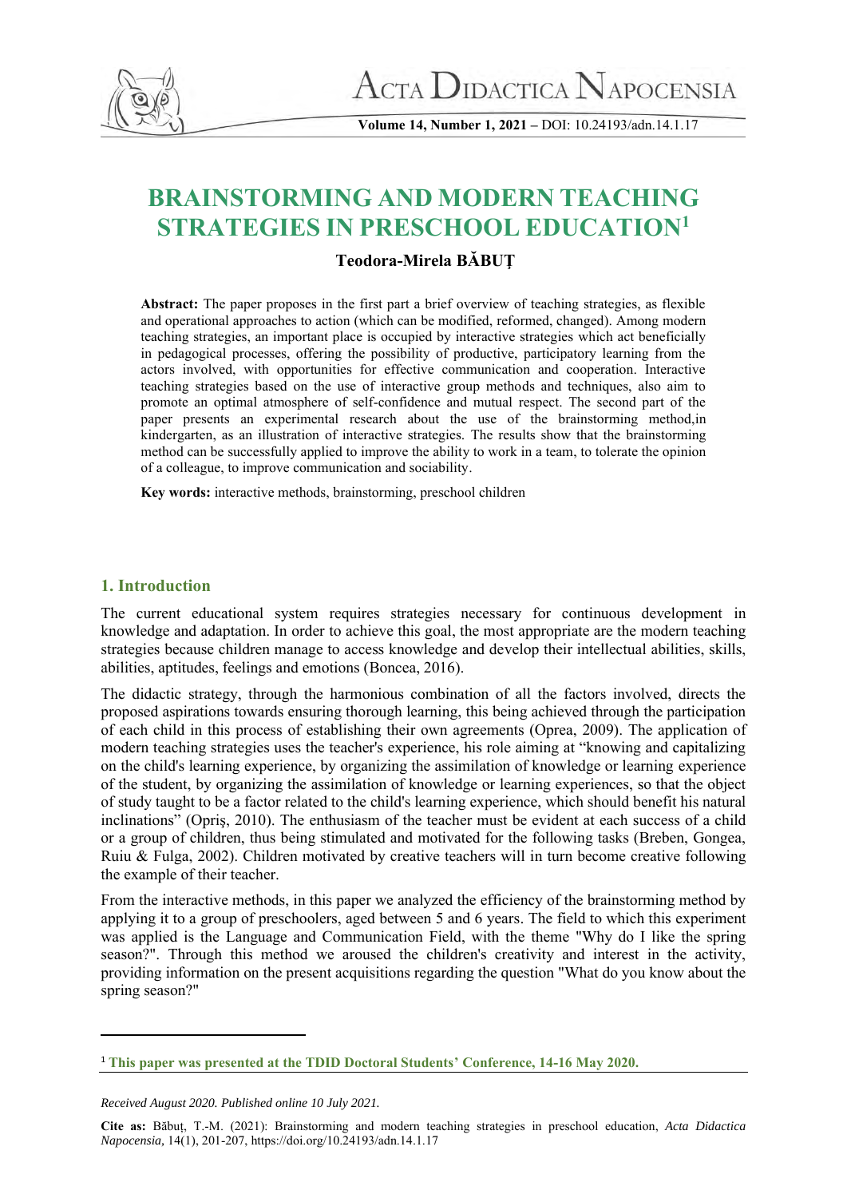# BRAINSTORMING AND MODERN TEACHING STRATEGIES IN PRESCHOOL EDUCATION[1]

**Teodora-Mirela BĂBUȚ**

**Abstract:** The paper proposes in the first part a brief overview of teaching strategies, as flexible and operational approaches to action (which can be modified, reformed, changed). Among modern teaching strategies, an important place is occupied by interactive strategies which act beneficially in pedagogical processes, offering the possibility of productive, participatory learning from the actors involved, with opportunities for effective communication and cooperation. Interactive teaching strategies based on the use of interactive group methods and techniques, also aim to promote an optimal atmosphere of self-confidence and mutual respect. The second part of the paper presents an experimental research about the use of the brainstorming method,in kindergarten, as an illustration of interactive strategies. The results show that the brainstorming method can be successfully applied to improve the ability to work in a team, to tolerate the opinion of a colleague, to improve communication and sociability.

**Key words:** interactive methods, brainstorming, preschool children

## 1. Introduction

The current educational system requires strategies necessary for continuous development in knowledge and adaptation. In order to achieve this goal, the most appropriate are the modern teaching strategies because children manage to access knowledge and develop their intellectual abilities, skills, abilities, aptitudes, feelings and emotions (Boncea, 2016).

The didactic strategy, through the harmonious combination of all the factors involved, directs the proposed aspirations towards ensuring thorough learning, this being achieved through the participation of each child in this process of establishing their own agreements (Oprea, 2009). The application of modern teaching strategies uses the teacher's experience, his role aiming at "knowing and capitalizing on the child's learning experience, by organizing the assimilation of knowledge or learning experience of the student, by organizing the assimilation of knowledge or learning experiences, so that the object of study taught to be a factor related to the child's learning experience, which should benefit his natural inclinations" (Opriş, 2010). The enthusiasm of the teacher must be evident at each success of a child or a group of children, thus being stimulated and motivated for the following tasks (Breben, Gongea, Ruiu & Fulga, 2002). Children motivated by creative teachers will in turn become creative following the example of their teacher.

From the interactive methods, in this paper we analyzed the efficiency of the brainstorming method by applying it to a group of preschoolers, aged between 5 and 6 years. The field to which this experiment was applied is the Language and Communication Field, with the theme "Why do I like the spring season?". Through this method we aroused the children's creativity and interest in the activity, providing information on the present acquisitions regarding the question "What do you know about the spring season?"

[1] **This paper was presented at the TDID Doctoral Students' Conference, 14-16 May 2020.**

*Received August 2020. Published online 10 July 2021.*

**Cite as:** Băbuț, T.-M. (2021): Brainstorming and modern teaching strategies in preschool education, *Acta Didactica Napocensia,* 14(1), 201-207, https://doi.org/10.24193/adn.14.1.17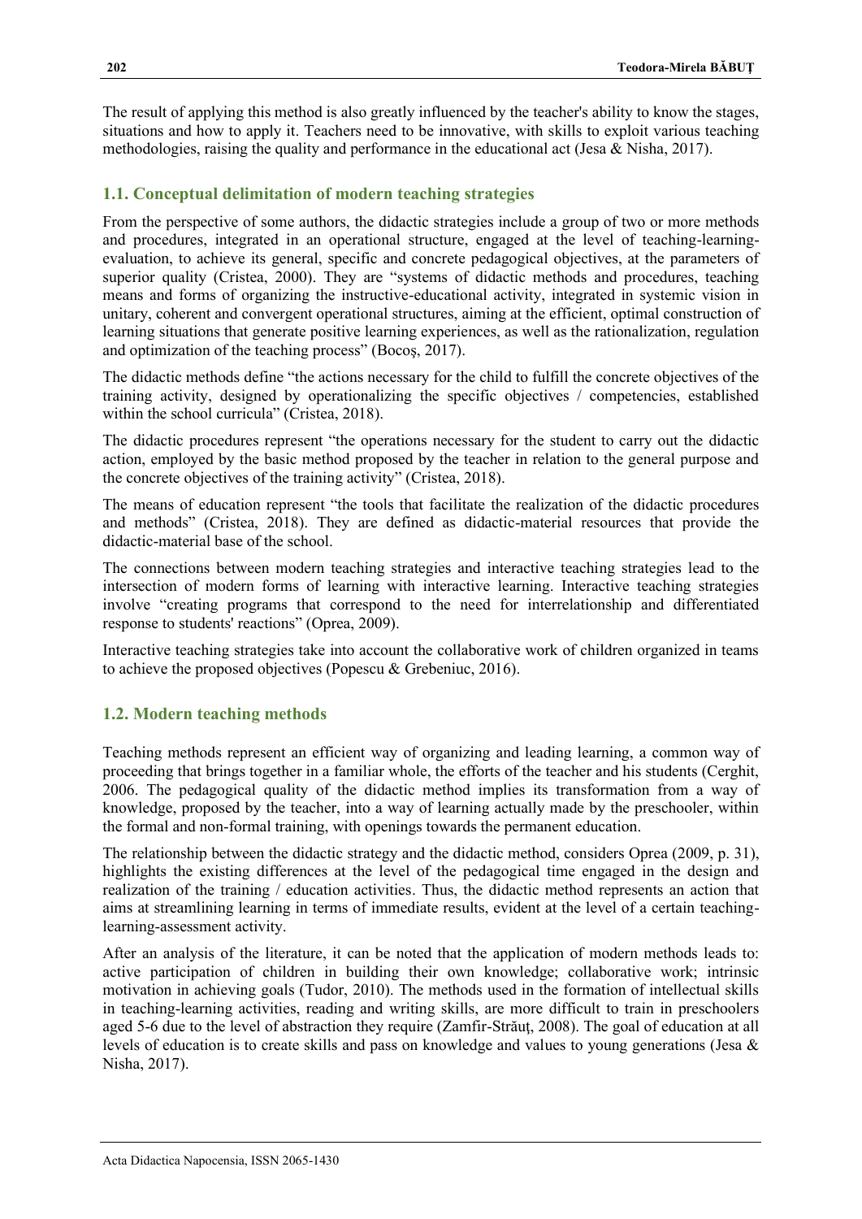The result of applying this method is also greatly influenced by the teacher's ability to know the stages, situations and how to apply it. Teachers need to be innovative, with skills to exploit various teaching methodologies, raising the quality and performance in the educational act (Jesa & Nisha, 2017).

## 1.1. Conceptual delimitation of modern teaching strategies

From the perspective of some authors, the didactic strategies include a group of two or more methods and procedures, integrated in an operational structure, engaged at the level of teaching-learning-evaluation, to achieve its general, specific and concrete pedagogical objectives, at the parameters of superior quality (Cristea, 2000). They are "systems of didactic methods and procedures, teaching means and forms of organizing the instructive-educational activity, integrated in systemic vision in unitary, coherent and convergent operational structures, aiming at the efficient, optimal construction of learning situations that generate positive learning experiences, as well as the rationalization, regulation and optimization of the teaching process" (Bocoş, 2017).

The didactic methods define "the actions necessary for the child to fulfill the concrete objectives of the training activity, designed by operationalizing the specific objectives / competencies, established within the school curricula" (Cristea, 2018).

The didactic procedures represent "the operations necessary for the student to carry out the didactic action, employed by the basic method proposed by the teacher in relation to the general purpose and the concrete objectives of the training activity" (Cristea, 2018).

The means of education represent "the tools that facilitate the realization of the didactic procedures and methods" (Cristea, 2018). They are defined as didactic-material resources that provide the didactic-material base of the school.

The connections between modern teaching strategies and interactive teaching strategies lead to the intersection of modern forms of learning with interactive learning. Interactive teaching strategies involve "creating programs that correspond to the need for interrelationship and differentiated response to students' reactions" (Oprea, 2009).

Interactive teaching strategies take into account the collaborative work of children organized in teams to achieve the proposed objectives (Popescu & Grebeniuc, 2016).

## 1.2. Modern teaching methods

Teaching methods represent an efficient way of organizing and leading learning, a common way of proceeding that brings together in a familiar whole, the efforts of the teacher and his students (Cerghit, 2006. The pedagogical quality of the didactic method implies its transformation from a way of knowledge, proposed by the teacher, into a way of learning actually made by the preschooler, within the formal and non-formal training, with openings towards the permanent education.

The relationship between the didactic strategy and the didactic method, considers Oprea (2009, p. 31), highlights the existing differences at the level of the pedagogical time engaged in the design and realization of the training / education activities. Thus, the didactic method represents an action that aims at streamlining learning in terms of immediate results, evident at the level of a certain teaching-learning-assessment activity.

After an analysis of the literature, it can be noted that the application of modern methods leads to: active participation of children in building their own knowledge; collaborative work; intrinsic motivation in achieving goals (Tudor, 2010). The methods used in the formation of intellectual skills in teaching-learning activities, reading and writing skills, are more difficult to train in preschoolers aged 5-6 due to the level of abstraction they require (Zamfir-Străuţ, 2008). The goal of education at all levels of education is to create skills and pass on knowledge and values to young generations (Jesa & Nisha, 2017).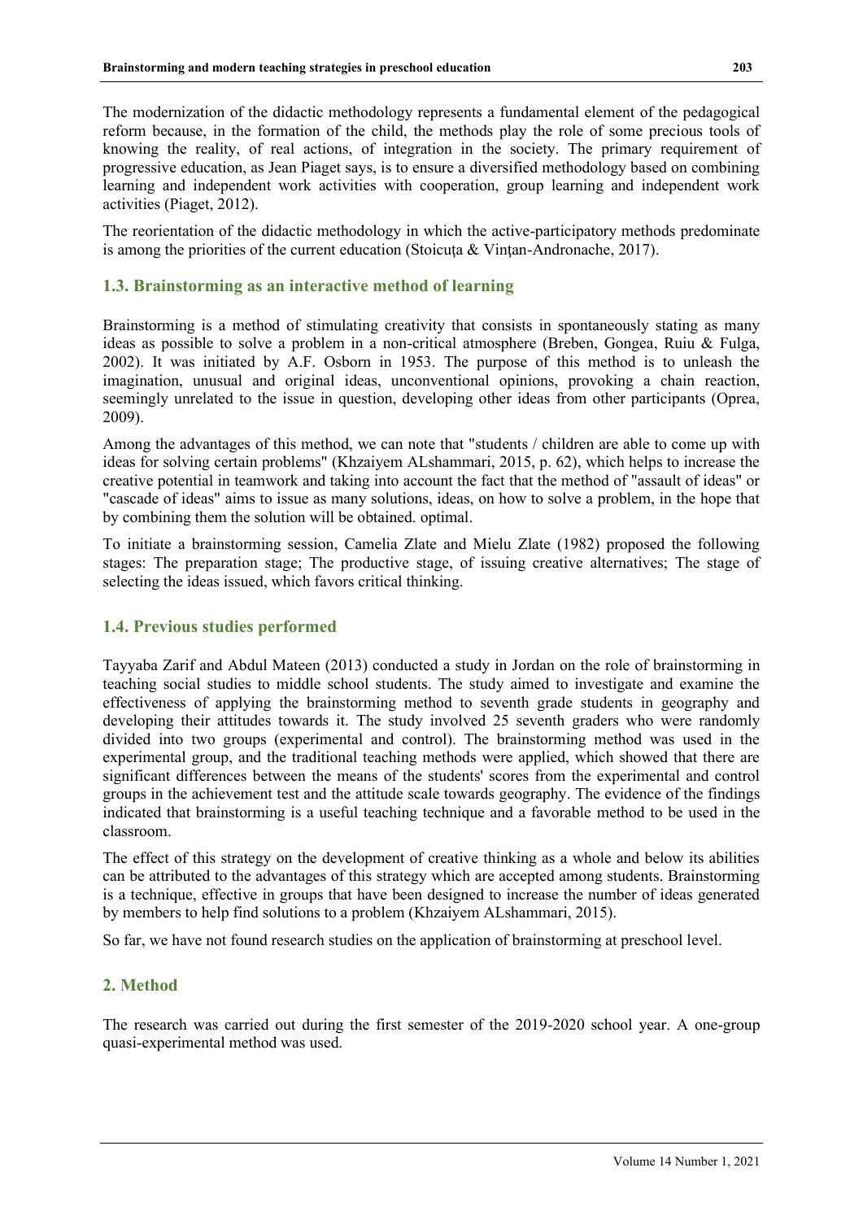The modernization of the didactic methodology represents a fundamental element of the pedagogical reform because, in the formation of the child, the methods play the role of some precious tools of knowing the reality, of real actions, of integration in the society. The primary requirement of progressive education, as Jean Piaget says, is to ensure a diversified methodology based on combining learning and independent work activities with cooperation, group learning and independent work activities (Piaget, 2012).

The reorientation of the didactic methodology in which the active-participatory methods predominate is among the priorities of the current education (Stoicuţa & Vinţan-Andronache, 2017).

### 1.3. Brainstorming as an interactive method of learning

Brainstorming is a method of stimulating creativity that consists in spontaneously stating as many ideas as possible to solve a problem in a non-critical atmosphere (Breben, Gongea, Ruiu & Fulga, 2002). It was initiated by A.F. Osborn in 1953. The purpose of this method is to unleash the imagination, unusual and original ideas, unconventional opinions, provoking a chain reaction, seemingly unrelated to the issue in question, developing other ideas from other participants (Oprea, 2009).

Among the advantages of this method, we can note that "students / children are able to come up with ideas for solving certain problems" (Khzaiyem ALshammari, 2015, p. 62), which helps to increase the creative potential in teamwork and taking into account the fact that the method of "assault of ideas" or "cascade of ideas" aims to issue as many solutions, ideas, on how to solve a problem, in the hope that by combining them the solution will be obtained. optimal.

To initiate a brainstorming session, Camelia Zlate and Mielu Zlate (1982) proposed the following stages: The preparation stage; The productive stage, of issuing creative alternatives; The stage of selecting the ideas issued, which favors critical thinking.

### 1.4. Previous studies performed

Tayyaba Zarif and Abdul Mateen (2013) conducted a study in Jordan on the role of brainstorming in teaching social studies to middle school students. The study aimed to investigate and examine the effectiveness of applying the brainstorming method to seventh grade students in geography and developing their attitudes towards it. The study involved 25 seventh graders who were randomly divided into two groups (experimental and control). The brainstorming method was used in the experimental group, and the traditional teaching methods were applied, which showed that there are significant differences between the means of the students' scores from the experimental and control groups in the achievement test and the attitude scale towards geography. The evidence of the findings indicated that brainstorming is a useful teaching technique and a favorable method to be used in the classroom.

The effect of this strategy on the development of creative thinking as a whole and below its abilities can be attributed to the advantages of this strategy which are accepted among students. Brainstorming is a technique, effective in groups that have been designed to increase the number of ideas generated by members to help find solutions to a problem (Khzaiyem ALshammari, 2015).

So far, we have not found research studies on the application of brainstorming at preschool level.

## 2. Method

The research was carried out during the first semester of the 2019-2020 school year. A one-group quasi-experimental method was used.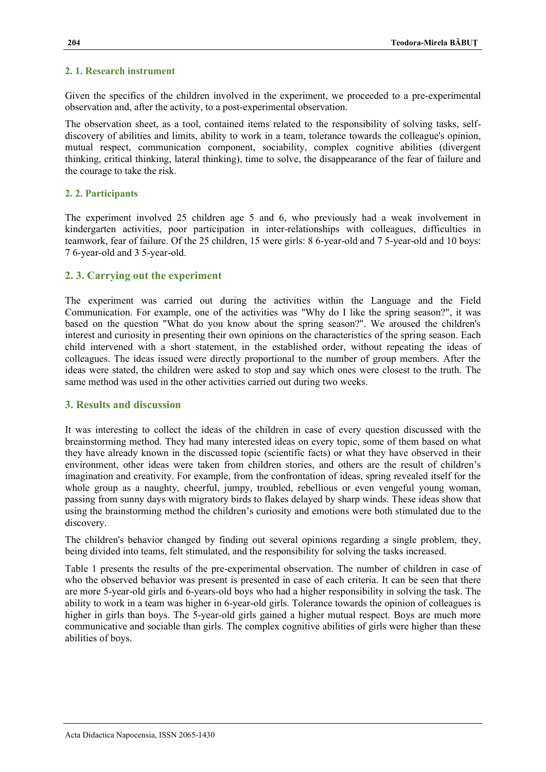### 2. 1. Research instrument

Given the specifics of the children involved in the experiment, we proceeded to a pre-experimental observation and, after the activity, to a post-experimental observation.

The observation sheet, as a tool, contained items related to the responsibility of solving tasks, self-discovery of abilities and limits, ability to work in a team, tolerance towards the colleague's opinion, mutual respect, communication component, sociability, complex cognitive abilities (divergent thinking, critical thinking, lateral thinking), time to solve, the disappearance of the fear of failure and the courage to take the risk.

### 2. 2. Participants

The experiment involved 25 children age 5 and 6, who previously had a weak involvement in kindergarten activities, poor participation in inter-relationships with colleagues, difficulties in teamwork, fear of failure. Of the 25 children, 15 were girls: 8 6-year-old and 7 5-year-old and 10 boys: 7 6-year-old and 3 5-year-old.

## 2. 3. Carrying out the experiment

The experiment was carried out during the activities within the Language and the Field Communication. For example, one of the activities was "Why do I like the spring season?", it was based on the question "What do you know about the spring season?". We aroused the children's interest and curiosity in presenting their own opinions on the characteristics of the spring season. Each child intervened with a short statement, in the established order, without repeating the ideas of colleagues. The ideas issued were directly proportional to the number of group members. After the ideas were stated, the children were asked to stop and say which ones were closest to the truth. The same method was used in the other activities carried out during two weeks.

## 3. Results and discussion

It was interesting to collect the ideas of the children in case of every question discussed with the breainstorming method. They had many interested ideas on every topic, some of them based on what they have already known in the discussed topic (scientific facts) or what they have observed in their environment, other ideas were taken from children stories, and others are the result of children's imagination and creativity. For example, from the confrontation of ideas, spring revealed itself for the whole group as a naughty, cheerful, jumpy, troubled, rebellious or even vengeful young woman, passing from sunny days with migratory birds to flakes delayed by sharp winds. These ideas show that using the brainstorming method the children's curiosity and emotions were both stimulated due to the discovery.

The children's behavior changed by finding out several opinions regarding a single problem, they, being divided into teams, felt stimulated, and the responsibility for solving the tasks increased.

Table 1 presents the results of the pre-experimental observation. The number of children in case of who the observed behavior was present is presented in case of each criteria. It can be seen that there are more 5-year-old girls and 6-years-old boys who had a higher responsibility in solving the task. The ability to work in a team was higher in 6-year-old girls. Tolerance towards the opinion of colleagues is higher in girls than boys. The 5-year-old girls gained a higher mutual respect. Boys are much more communicative and sociable than girls. The complex cognitive abilities of girls were higher than these abilities of boys.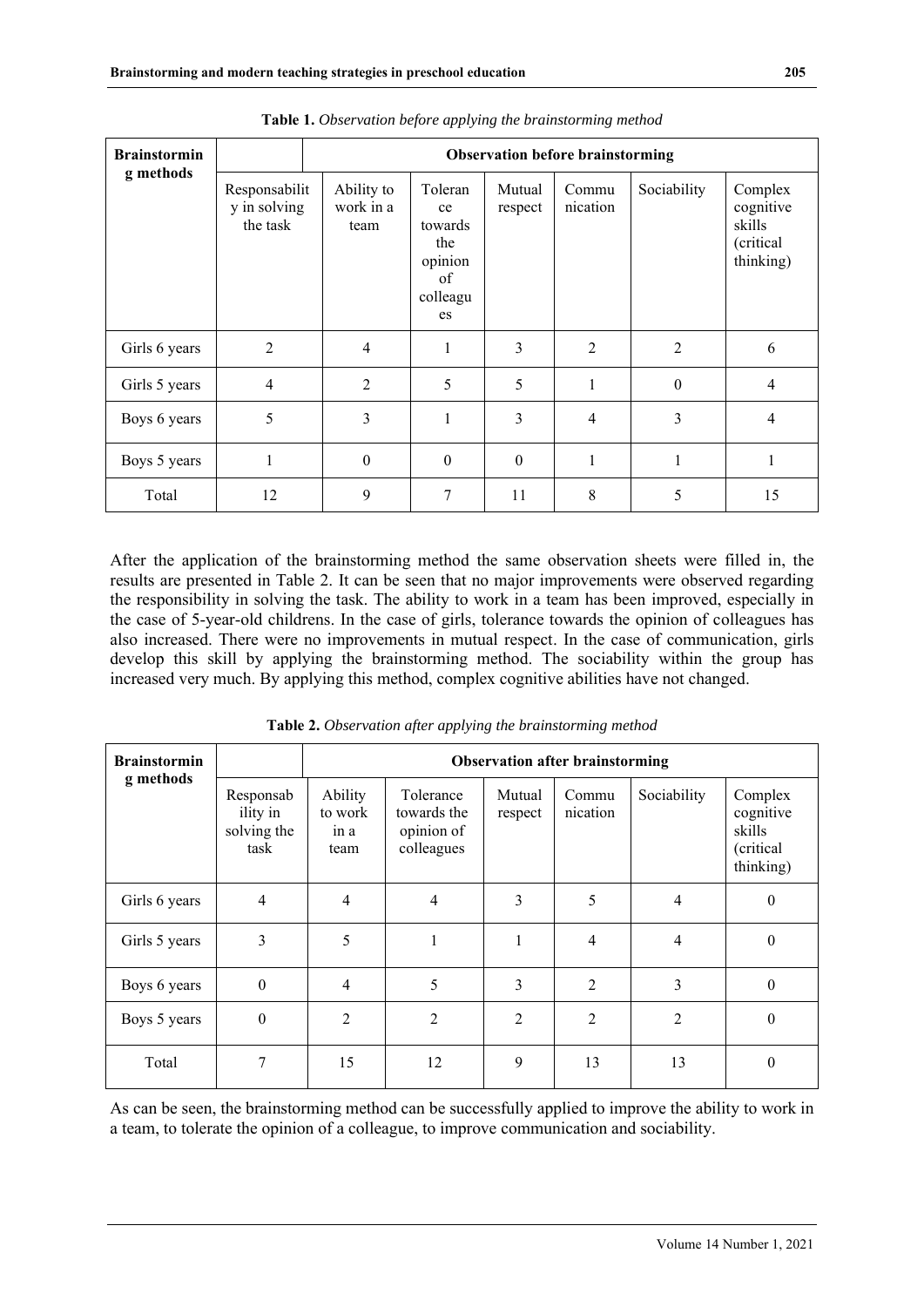**Table 1.** *Observation before applying the brainstorming method*

| Brainstorming methods | Observation before brainstorming | | | | | | |
|---|---|---|---|---|---|---|---|
| | Responsability in solving the task | Ability to work in a team | Tolerance towards the opinion of colleagues | Mutual respect | Communication | Sociability | Complex cognitive skills (critical thinking) |
| Girls 6 years | 2 | 4 | 1 | 3 | 2 | 2 | 6 |
| Girls 5 years | 4 | 2 | 5 | 5 | 1 | 0 | 4 |
| Boys 6 years | 5 | 3 | 1 | 3 | 4 | 3 | 4 |
| Boys 5 years | 1 | 0 | 0 | 0 | 1 | 1 | 1 |
| Total | 12 | 9 | 7 | 11 | 8 | 5 | 15 |

After the application of the brainstorming method the same observation sheets were filled in, the results are presented in Table 2. It can be seen that no major improvements were observed regarding the responsibility in solving the task. The ability to work in a team has been improved, especially in the case of 5-year-old childrens. In the case of girls, tolerance towards the opinion of colleagues has also increased. There were no improvements in mutual respect. In the case of communication, girls develop this skill by applying the brainstorming method. The sociability within the group has increased very much. By applying this method, complex cognitive abilities have not changed.

**Table 2.** *Observation after applying the brainstorming method*

| Brainstorming methods | Observation after brainstorming | | | | | | |
|---|---|---|---|---|---|---|---|
| | Responsability in solving the task | Ability to work in a team | Tolerance towards the opinion of colleagues | Mutual respect | Communication | Sociability | Complex cognitive skills (critical thinking) |
| Girls 6 years | 4 | 4 | 4 | 3 | 5 | 4 | 0 |
| Girls 5 years | 3 | 5 | 1 | 1 | 4 | 4 | 0 |
| Boys 6 years | 0 | 4 | 5 | 3 | 2 | 3 | 0 |
| Boys 5 years | 0 | 2 | 2 | 2 | 2 | 2 | 0 |
| Total | 7 | 15 | 12 | 9 | 13 | 13 | 0 |

As can be seen, the brainstorming method can be successfully applied to improve the ability to work in a team, to tolerate the opinion of a colleague, to improve communication and sociability.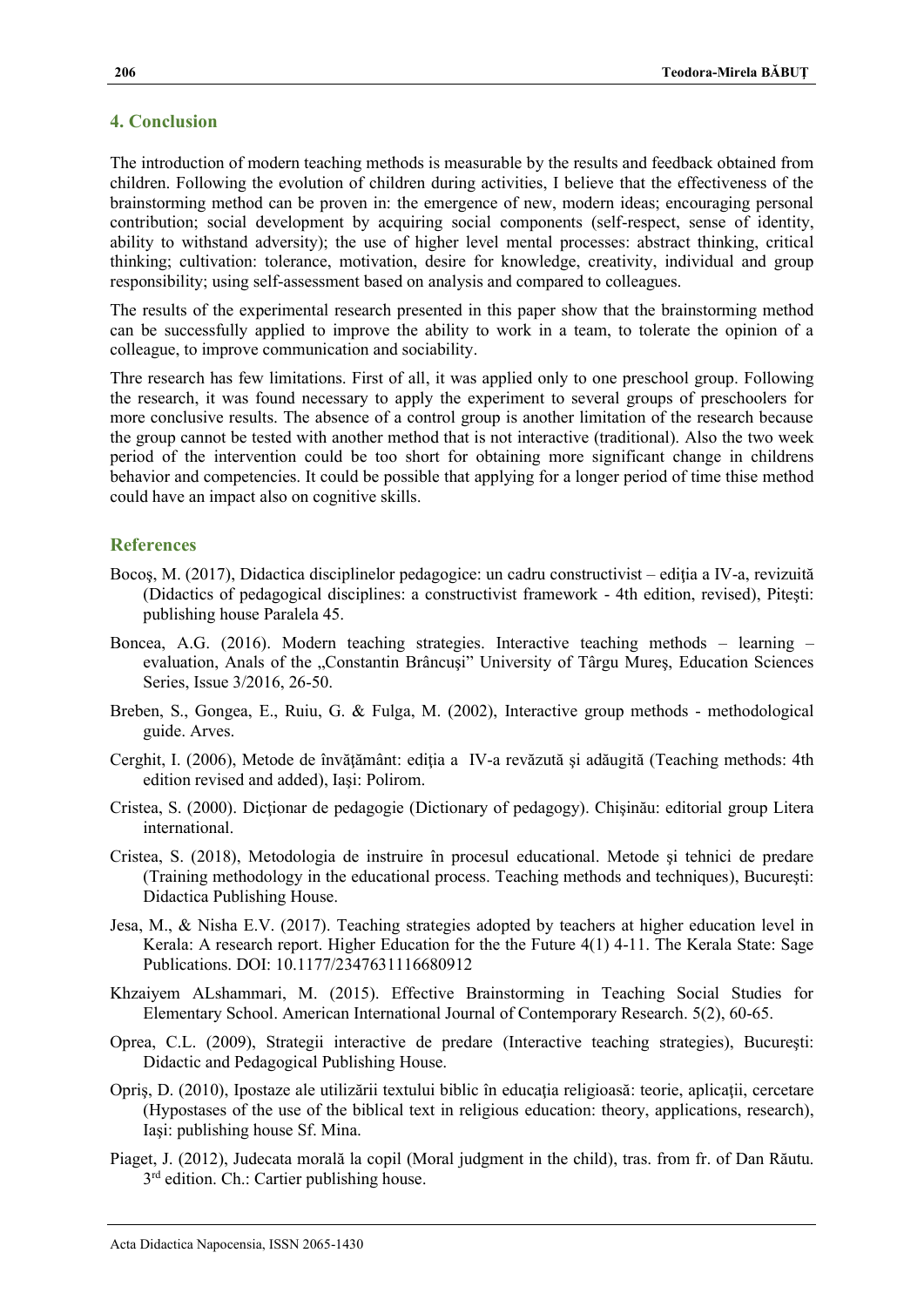## 4. Conclusion

The introduction of modern teaching methods is measurable by the results and feedback obtained from children. Following the evolution of children during activities, I believe that the effectiveness of the brainstorming method can be proven in: the emergence of new, modern ideas; encouraging personal contribution; social development by acquiring social components (self-respect, sense of identity, ability to withstand adversity); the use of higher level mental processes: abstract thinking, critical thinking; cultivation: tolerance, motivation, desire for knowledge, creativity, individual and group responsibility; using self-assessment based on analysis and compared to colleagues.

The results of the experimental research presented in this paper show that the brainstorming method can be successfully applied to improve the ability to work in a team, to tolerate the opinion of a colleague, to improve communication and sociability.

Thre research has few limitations. First of all, it was applied only to one preschool group. Following the research, it was found necessary to apply the experiment to several groups of preschoolers for more conclusive results. The absence of a control group is another limitation of the research because the group cannot be tested with another method that is not interactive (traditional). Also the two week period of the intervention could be too short for obtaining more significant change in childrens behavior and competencies. It could be possible that applying for a longer period of time thise method could have an impact also on cognitive skills.

## References

Bocoş, M. (2017), Didactica disciplinelor pedagogice: un cadru constructivist – ediţia a IV-a, revizuită (Didactics of pedagogical disciplines: a constructivist framework - 4th edition, revised), Piteşti: publishing house Paralela 45.

Boncea, A.G. (2016). Modern teaching strategies. Interactive teaching methods – learning – evaluation, Anals of the „Constantin Brâncuşi" University of Târgu Mureş, Education Sciences Series, Issue 3/2016, 26-50.

Breben, S., Gongea, E., Ruiu, G. & Fulga, M. (2002), Interactive group methods - methodological guide. Arves.

Cerghit, I. (2006), Metode de învăţământ: ediţia a IV-a revăzută şi adăugită (Teaching methods: 4th edition revised and added), Iaşi: Polirom.

Cristea, S. (2000). Dicţionar de pedagogie (Dictionary of pedagogy). Chişinău: editorial group Litera international.

Cristea, S. (2018), Metodologia de instruire în procesul educational. Metode şi tehnici de predare (Training methodology in the educational process. Teaching methods and techniques), Bucureşti: Didactica Publishing House.

Jesa, M., & Nisha E.V. (2017). Teaching strategies adopted by teachers at higher education level in Kerala: A research report. Higher Education for the the Future 4(1) 4-11. The Kerala State: Sage Publications. DOI: 10.1177/2347631116680912

Khzaiyem ALshammari, M. (2015). Effective Brainstorming in Teaching Social Studies for Elementary School. American International Journal of Contemporary Research. 5(2), 60-65.

Oprea, C.L. (2009), Strategii interactive de predare (Interactive teaching strategies), Bucureşti: Didactic and Pedagogical Publishing House.

Opriş, D. (2010), Ipostaze ale utilizării textului biblic în educaţia religioasă: teorie, aplicaţii, cercetare (Hypostases of the use of the biblical text in religious education: theory, applications, research), Iaşi: publishing house Sf. Mina.

Piaget, J. (2012), Judecata morală la copil (Moral judgment in the child), tras. from fr. of Dan Răutu. 3rd edition. Ch.: Cartier publishing house.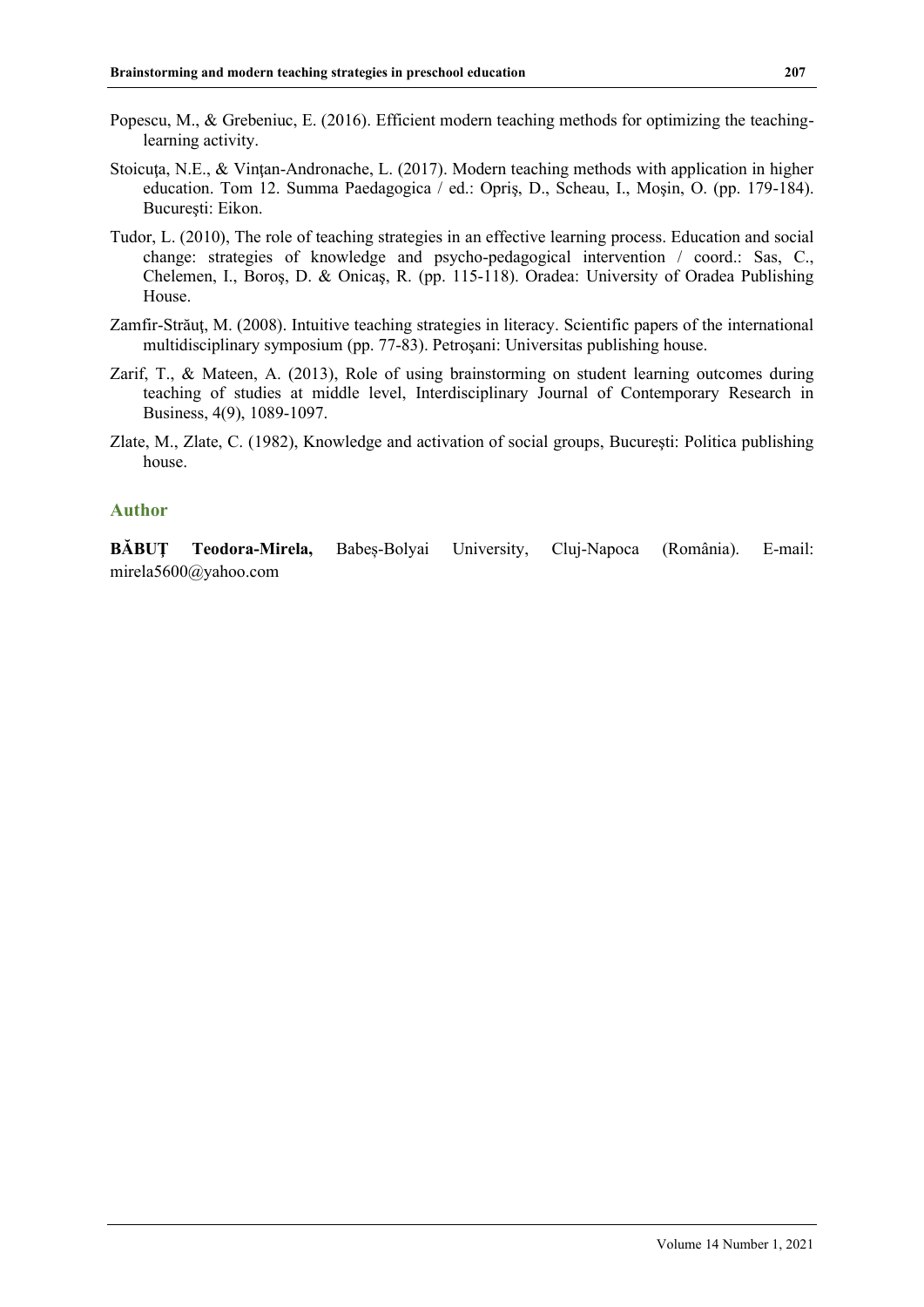Popescu, M., & Grebeniuc, E. (2016). Efficient modern teaching methods for optimizing the teaching-learning activity.

Stoicuța, N.E., & Vințan-Andronache, L. (2017). Modern teaching methods with application in higher education. Tom 12. Summa Paedagogica / ed.: Opriș, D., Scheau, I., Moșin, O. (pp. 179-184). București: Eikon.

Tudor, L. (2010), The role of teaching strategies in an effective learning process. Education and social change: strategies of knowledge and psycho-pedagogical intervention / coord.: Sas, C., Chelemen, I., Boroș, D. & Onicaș, R. (pp. 115-118). Oradea: University of Oradea Publishing House.

Zamfir-Străuț, M. (2008). Intuitive teaching strategies in literacy. Scientific papers of the international multidisciplinary symposium (pp. 77-83). Petroșani: Universitas publishing house.

Zarif, T., & Mateen, A. (2013), Role of using brainstorming on student learning outcomes during teaching of studies at middle level, Interdisciplinary Journal of Contemporary Research in Business, 4(9), 1089-1097.

Zlate, M., Zlate, C. (1982), Knowledge and activation of social groups, București: Politica publishing house.

## Author

**BĂBUȚ Teodora-Mirela,** Babeș-Bolyai University, Cluj-Napoca (România). E-mail: mirela5600@yahoo.com